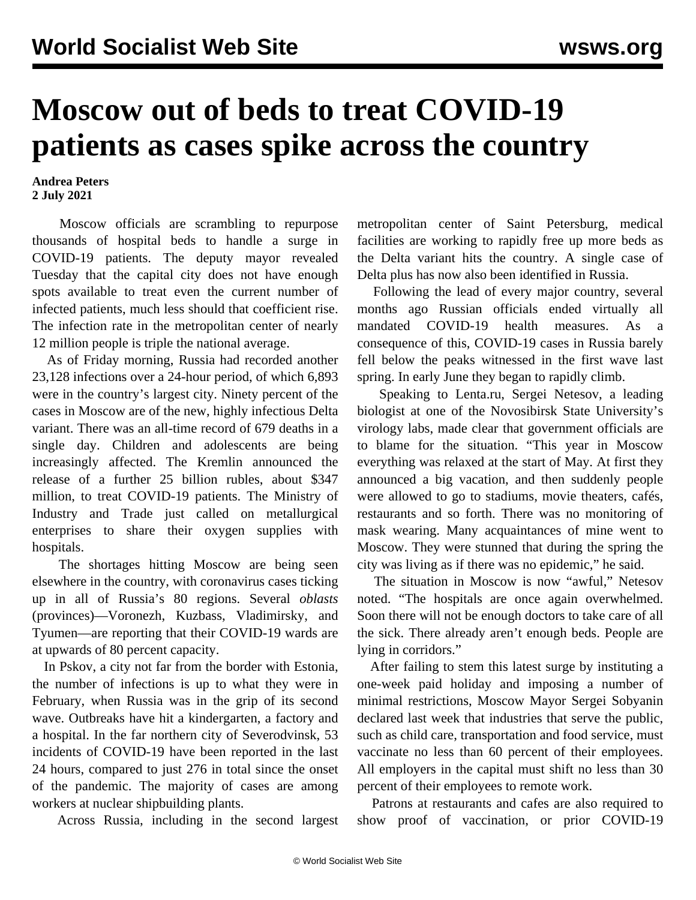# Moscow out of beds to treat COVID-19 patients as cases spike across the country

**Andrea Peters**
**2 July 2021**

Moscow officials are scrambling to repurpose thousands of hospital beds to handle a surge in COVID-19 patients. The deputy mayor revealed Tuesday that the capital city does not have enough spots available to treat even the current number of infected patients, much less should that coefficient rise. The infection rate in the metropolitan center of nearly 12 million people is triple the national average.

As of Friday morning, Russia had recorded another 23,128 infections over a 24-hour period, of which 6,893 were in the country's largest city. Ninety percent of the cases in Moscow are of the new, highly infectious Delta variant. There was an all-time record of 679 deaths in a single day. Children and adolescents are being increasingly affected. The Kremlin announced the release of a further 25 billion rubles, about $347 million, to treat COVID-19 patients. The Ministry of Industry and Trade just called on metallurgical enterprises to share their oxygen supplies with hospitals.

The shortages hitting Moscow are being seen elsewhere in the country, with coronavirus cases ticking up in all of Russia's 80 regions. Several *oblasts* (provinces)—Voronezh, Kuzbass, Vladimirsky, and Tyumen—are reporting that their COVID-19 wards are at upwards of 80 percent capacity.

In Pskov, a city not far from the border with Estonia, the number of infections is up to what they were in February, when Russia was in the grip of its second wave. Outbreaks have hit a kindergarten, a factory and a hospital. In the far northern city of Severodvinsk, 53 incidents of COVID-19 have been reported in the last 24 hours, compared to just 276 in total since the onset of the pandemic. The majority of cases are among workers at nuclear shipbuilding plants.

Across Russia, including in the second largest metropolitan center of Saint Petersburg, medical facilities are working to rapidly free up more beds as the Delta variant hits the country. A single case of Delta plus has now also been identified in Russia.

Following the lead of every major country, several months ago Russian officials ended virtually all mandated COVID-19 health measures. As a consequence of this, COVID-19 cases in Russia barely fell below the peaks witnessed in the first wave last spring. In early June they began to rapidly climb.

Speaking to Lenta.ru, Sergei Netesov, a leading biologist at one of the Novosibirsk State University's virology labs, made clear that government officials are to blame for the situation. "This year in Moscow everything was relaxed at the start of May. At first they announced a big vacation, and then suddenly people were allowed to go to stadiums, movie theaters, cafés, restaurants and so forth. There was no monitoring of mask wearing. Many acquaintances of mine went to Moscow. They were stunned that during the spring the city was living as if there was no epidemic," he said.

The situation in Moscow is now "awful," Netesov noted. "The hospitals are once again overwhelmed. Soon there will not be enough doctors to take care of all the sick. There already aren't enough beds. People are lying in corridors."

After failing to stem this latest surge by instituting a one-week paid holiday and imposing a number of minimal restrictions, Moscow Mayor Sergei Sobyanin declared last week that industries that serve the public, such as child care, transportation and food service, must vaccinate no less than 60 percent of their employees. All employers in the capital must shift no less than 30 percent of their employees to remote work.

Patrons at restaurants and cafes are also required to show proof of vaccination, or prior COVID-19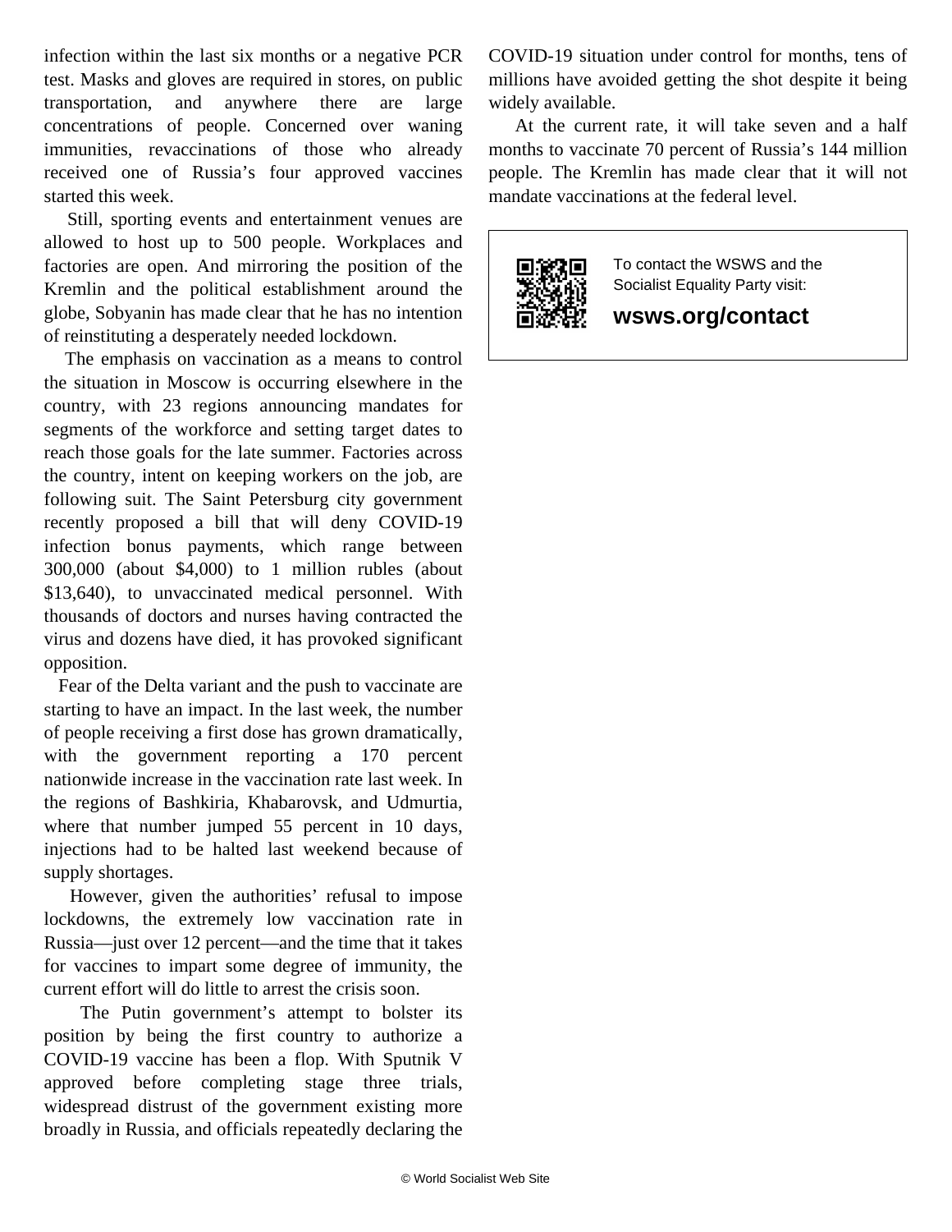infection within the last six months or a negative PCR test. Masks and gloves are required in stores, on public transportation, and anywhere there are large concentrations of people. Concerned over waning immunities, revaccinations of those who already received one of Russia's four approved vaccines started this week.

Still, sporting events and entertainment venues are allowed to host up to 500 people. Workplaces and factories are open. And mirroring the position of the Kremlin and the political establishment around the globe, Sobyanin has made clear that he has no intention of reinstituting a desperately needed lockdown.

The emphasis on vaccination as a means to control the situation in Moscow is occurring elsewhere in the country, with 23 regions announcing mandates for segments of the workforce and setting target dates to reach those goals for the late summer. Factories across the country, intent on keeping workers on the job, are following suit. The Saint Petersburg city government recently proposed a bill that will deny COVID-19 infection bonus payments, which range between 300,000 (about $4,000) to 1 million rubles (about $13,640), to unvaccinated medical personnel. With thousands of doctors and nurses having contracted the virus and dozens have died, it has provoked significant opposition.

Fear of the Delta variant and the push to vaccinate are starting to have an impact. In the last week, the number of people receiving a first dose has grown dramatically, with the government reporting a 170 percent nationwide increase in the vaccination rate last week. In the regions of Bashkiria, Khabarovsk, and Udmurtia, where that number jumped 55 percent in 10 days, injections had to be halted last weekend because of supply shortages.

However, given the authorities' refusal to impose lockdowns, the extremely low vaccination rate in Russia—just over 12 percent—and the time that it takes for vaccines to impart some degree of immunity, the current effort will do little to arrest the crisis soon.

The Putin government's attempt to bolster its position by being the first country to authorize a COVID-19 vaccine has been a flop. With Sputnik V approved before completing stage three trials, widespread distrust of the government existing more broadly in Russia, and officials repeatedly declaring the COVID-19 situation under control for months, tens of millions have avoided getting the shot despite it being widely available.

At the current rate, it will take seven and a half months to vaccinate 70 percent of Russia's 144 million people. The Kremlin has made clear that it will not mandate vaccinations at the federal level.

To contact the WSWS and the Socialist Equality Party visit:

**wsws.org/contact**